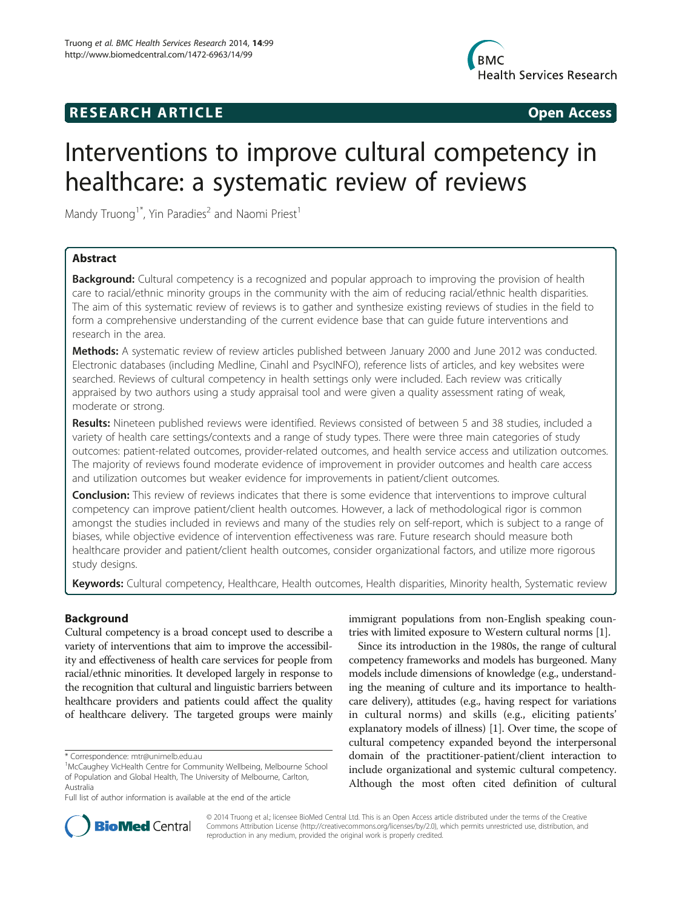RESEARCH ARTICLE Open Access

# Interventions to improve cultural competency in healthcare: a systematic review of reviews

Mandy Truong[1*], Yin Paradies[2] and Naomi Priest[1]

## Abstract

**Background:** Cultural competency is a recognized and popular approach to improving the provision of health care to racial/ethnic minority groups in the community with the aim of reducing racial/ethnic health disparities. The aim of this systematic review of reviews is to gather and synthesize existing reviews of studies in the field to form a comprehensive understanding of the current evidence base that can guide future interventions and research in the area.

**Methods:** A systematic review of review articles published between January 2000 and June 2012 was conducted. Electronic databases (including Medline, Cinahl and PsycINFO), reference lists of articles, and key websites were searched. Reviews of cultural competency in health settings only were included. Each review was critically appraised by two authors using a study appraisal tool and were given a quality assessment rating of weak, moderate or strong.

**Results:** Nineteen published reviews were identified. Reviews consisted of between 5 and 38 studies, included a variety of health care settings/contexts and a range of study types. There were three main categories of study outcomes: patient-related outcomes, provider-related outcomes, and health service access and utilization outcomes. The majority of reviews found moderate evidence of improvement in provider outcomes and health care access and utilization outcomes but weaker evidence for improvements in patient/client outcomes.

**Conclusion:** This review of reviews indicates that there is some evidence that interventions to improve cultural competency can improve patient/client health outcomes. However, a lack of methodological rigor is common amongst the studies included in reviews and many of the studies rely on self-report, which is subject to a range of biases, while objective evidence of intervention effectiveness was rare. Future research should measure both healthcare provider and patient/client health outcomes, consider organizational factors, and utilize more rigorous study designs.

**Keywords:** Cultural competency, Healthcare, Health outcomes, Health disparities, Minority health, Systematic review

## Background

Cultural competency is a broad concept used to describe a variety of interventions that aim to improve the accessibility and effectiveness of health care services for people from racial/ethnic minorities. It developed largely in response to the recognition that cultural and linguistic barriers between healthcare providers and patients could affect the quality of healthcare delivery. The targeted groups were mainly immigrant populations from non-English speaking countries with limited exposure to Western cultural norms [1].

Since its introduction in the 1980s, the range of cultural competency frameworks and models has burgeoned. Many models include dimensions of knowledge (e.g., understanding the meaning of culture and its importance to healthcare delivery), attitudes (e.g., having respect for variations in cultural norms) and skills (e.g., eliciting patients' explanatory models of illness) [1]. Over time, the scope of cultural competency expanded beyond the interpersonal domain of the practitioner-patient/client interaction to include organizational and systemic cultural competency. Although the most often cited definition of cultural

* Correspondence: mtr@unimelb.edu.au
[1]McCaughey VicHealth Centre for Community Wellbeing, Melbourne School of Population and Global Health, The University of Melbourne, Carlton, Australia
Full list of author information is available at the end of the article

© 2014 Truong et al.; licensee BioMed Central Ltd. This is an Open Access article distributed under the terms of the Creative Commons Attribution License (http://creativecommons.org/licenses/by/2.0), which permits unrestricted use, distribution, and reproduction in any medium, provided the original work is properly credited.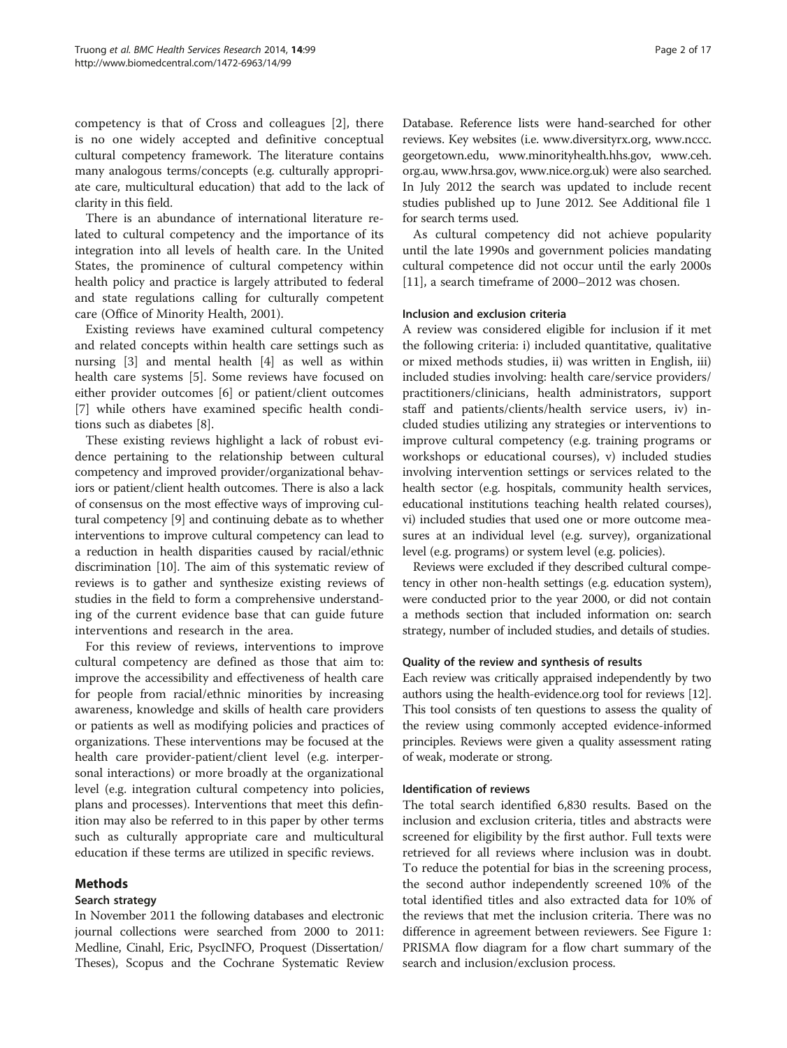competency is that of Cross and colleagues [2], there is no one widely accepted and definitive conceptual cultural competency framework. The literature contains many analogous terms/concepts (e.g. culturally appropriate care, multicultural education) that add to the lack of clarity in this field.

There is an abundance of international literature related to cultural competency and the importance of its integration into all levels of health care. In the United States, the prominence of cultural competency within health policy and practice is largely attributed to federal and state regulations calling for culturally competent care (Office of Minority Health, 2001).

Existing reviews have examined cultural competency and related concepts within health care settings such as nursing [3] and mental health [4] as well as within health care systems [5]. Some reviews have focused on either provider outcomes [6] or patient/client outcomes [7] while others have examined specific health conditions such as diabetes [8].

These existing reviews highlight a lack of robust evidence pertaining to the relationship between cultural competency and improved provider/organizational behaviors or patient/client health outcomes. There is also a lack of consensus on the most effective ways of improving cultural competency [9] and continuing debate as to whether interventions to improve cultural competency can lead to a reduction in health disparities caused by racial/ethnic discrimination [10]. The aim of this systematic review of reviews is to gather and synthesize existing reviews of studies in the field to form a comprehensive understanding of the current evidence base that can guide future interventions and research in the area.

For this review of reviews, interventions to improve cultural competency are defined as those that aim to: improve the accessibility and effectiveness of health care for people from racial/ethnic minorities by increasing awareness, knowledge and skills of health care providers or patients as well as modifying policies and practices of organizations. These interventions may be focused at the health care provider-patient/client level (e.g. interpersonal interactions) or more broadly at the organizational level (e.g. integration cultural competency into policies, plans and processes). Interventions that meet this definition may also be referred to in this paper by other terms such as culturally appropriate care and multicultural education if these terms are utilized in specific reviews.

## Methods

### Search strategy

In November 2011 the following databases and electronic journal collections were searched from 2000 to 2011: Medline, Cinahl, Eric, PsycINFO, Proquest (Dissertation/Theses), Scopus and the Cochrane Systematic Review Database. Reference lists were hand-searched for other reviews. Key websites (i.e. www.diversityrx.org, www.nccc.georgetown.edu, www.minorityhealth.hhs.gov, www.ceh.org.au, www.hrsa.gov, www.nice.org.uk) were also searched. In July 2012 the search was updated to include recent studies published up to June 2012. See Additional file 1 for search terms used.

As cultural competency did not achieve popularity until the late 1990s and government policies mandating cultural competence did not occur until the early 2000s [11], a search timeframe of 2000–2012 was chosen.

### Inclusion and exclusion criteria

A review was considered eligible for inclusion if it met the following criteria: i) included quantitative, qualitative or mixed methods studies, ii) was written in English, iii) included studies involving: health care/service providers/practitioners/clinicians, health administrators, support staff and patients/clients/health service users, iv) included studies utilizing any strategies or interventions to improve cultural competency (e.g. training programs or workshops or educational courses), v) included studies involving intervention settings or services related to the health sector (e.g. hospitals, community health services, educational institutions teaching health related courses), vi) included studies that used one or more outcome measures at an individual level (e.g. survey), organizational level (e.g. programs) or system level (e.g. policies).

Reviews were excluded if they described cultural competency in other non-health settings (e.g. education system), were conducted prior to the year 2000, or did not contain a methods section that included information on: search strategy, number of included studies, and details of studies.

### Quality of the review and synthesis of results

Each review was critically appraised independently by two authors using the health-evidence.org tool for reviews [12]. This tool consists of ten questions to assess the quality of the review using commonly accepted evidence-informed principles. Reviews were given a quality assessment rating of weak, moderate or strong.

### Identification of reviews

The total search identified 6,830 results. Based on the inclusion and exclusion criteria, titles and abstracts were screened for eligibility by the first author. Full texts were retrieved for all reviews where inclusion was in doubt. To reduce the potential for bias in the screening process, the second author independently screened 10% of the total identified titles and also extracted data for 10% of the reviews that met the inclusion criteria. There was no difference in agreement between reviewers. See Figure 1: PRISMA flow diagram for a flow chart summary of the search and inclusion/exclusion process.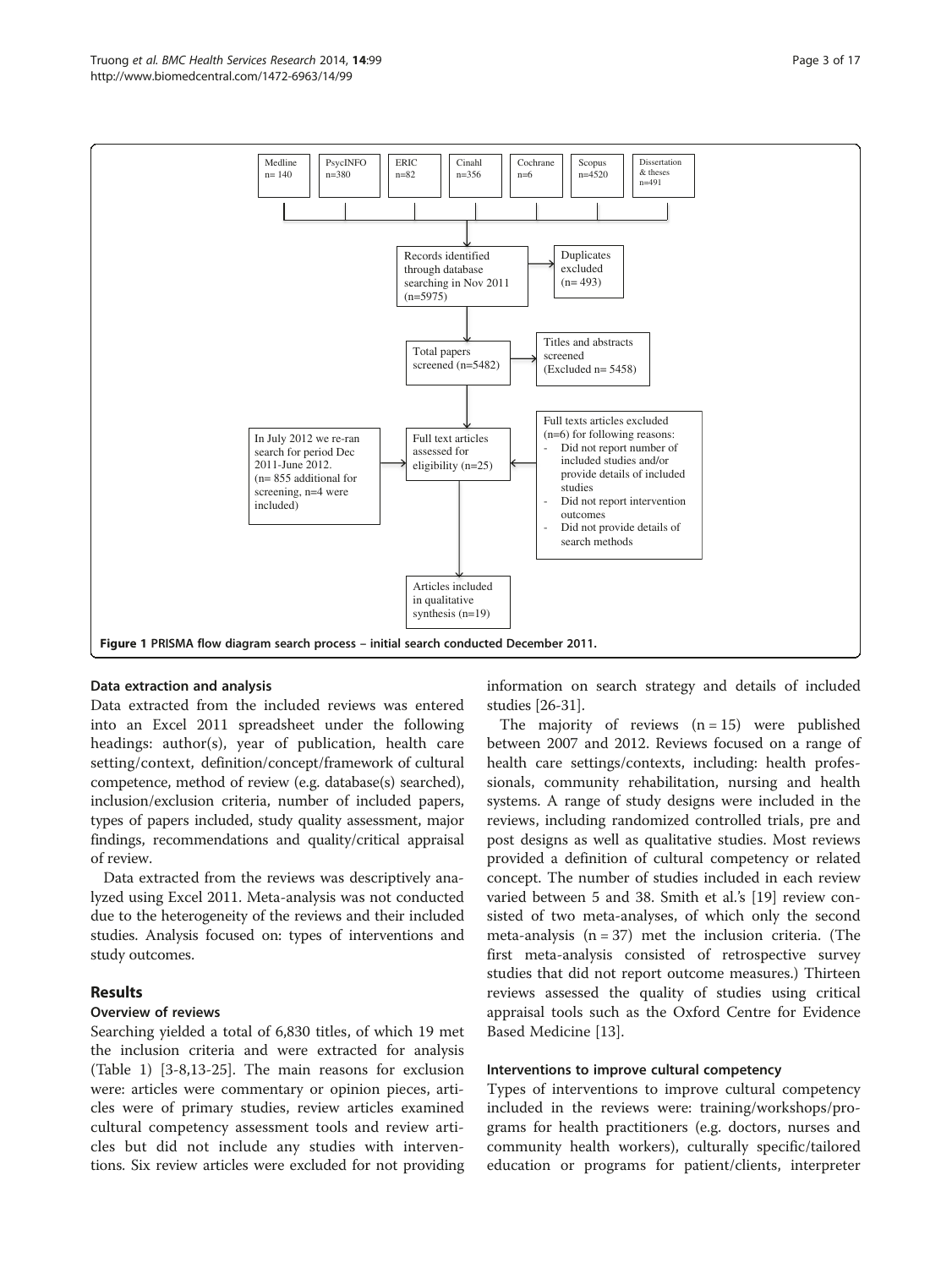Medline n= 140

PsycINFO n=380

ERIC n=82

Cinahl n=356

Cochrane n=6

Scopus n=4520

Dissertation & theses n=491

Records identified through database searching in Nov 2011 (n=5975)

Duplicates excluded (n= 493)

Total papers screened (n=5482)

Titles and abstracts screened (Excluded n= 5458)

In July 2012 we re-ran search for period Dec 2011-June 2012. (n= 855 additional for screening, n=4 were included)

Full text articles assessed for eligibility (n=25)

Full texts articles excluded (n=6) for following reasons:
- Did not report number of included studies and/or provide details of included studies
- Did not report intervention outcomes
- Did not provide details of search methods

Articles included in qualitative synthesis (n=19)

**Figure 1 PRISMA flow diagram search process – initial search conducted December 2011.**

### Data extraction and analysis

Data extracted from the included reviews was entered into an Excel 2011 spreadsheet under the following headings: author(s), year of publication, health care setting/context, definition/concept/framework of cultural competence, method of review (e.g. database(s) searched), inclusion/exclusion criteria, number of included papers, types of papers included, study quality assessment, major findings, recommendations and quality/critical appraisal of review.

Data extracted from the reviews was descriptively analyzed using Excel 2011. Meta-analysis was not conducted due to the heterogeneity of the reviews and their included studies. Analysis focused on: types of interventions and study outcomes.

## Results

### Overview of reviews

Searching yielded a total of 6,830 titles, of which 19 met the inclusion criteria and were extracted for analysis (Table 1) [3-8,13-25]. The main reasons for exclusion were: articles were commentary or opinion pieces, articles were of primary studies, review articles examined cultural competency assessment tools and review articles but did not include any studies with interventions. Six review articles were excluded for not providing information on search strategy and details of included studies [26-31].

The majority of reviews (n = 15) were published between 2007 and 2012. Reviews focused on a range of health care settings/contexts, including: health professionals, community rehabilitation, nursing and health systems. A range of study designs were included in the reviews, including randomized controlled trials, pre and post designs as well as qualitative studies. Most reviews provided a definition of cultural competency or related concept. The number of studies included in each review varied between 5 and 38. Smith et al.'s [19] review consisted of two meta-analyses, of which only the second meta-analysis (n = 37) met the inclusion criteria. (The first meta-analysis consisted of retrospective survey studies that did not report outcome measures.) Thirteen reviews assessed the quality of studies using critical appraisal tools such as the Oxford Centre for Evidence Based Medicine [13].

### Interventions to improve cultural competency

Types of interventions to improve cultural competency included in the reviews were: training/workshops/programs for health practitioners (e.g. doctors, nurses and community health workers), culturally specific/tailored education or programs for patient/clients, interpreter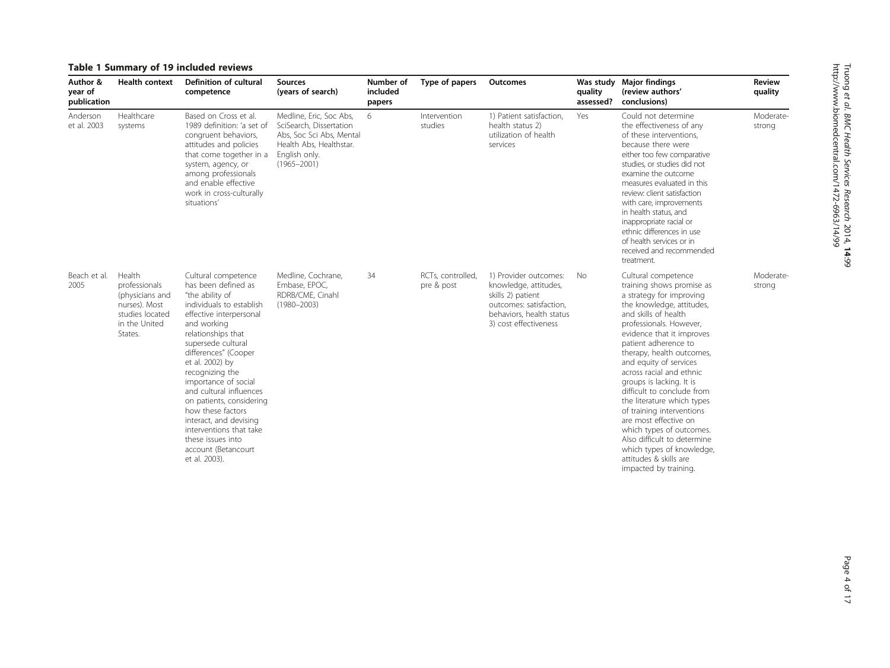**Table 1 Summary of 19 included reviews**

| Author & year of publication | Health context | Definition of cultural competence | Sources (years of search) | Number of included papers | Type of papers | Outcomes | Was study quality assessed? | Major findings (review authors' conclusions) | Review quality |
|---|---|---|---|---|---|---|---|---|---|
| Anderson et al. 2003 | Healthcare systems | Based on Cross et al. 1989 definition: 'a set of congruent behaviors, attitudes and policies that come together in a system, agency, or among professionals and enable effective work in cross-culturally situations' | Medline, Eric, Soc Abs, SciSearch, Dissertation Abs, Soc Sci Abs, Mental Health Abs, Healthstar. English only. (1965–2001) | 6 | Intervention studies | 1) Patient satisfaction, health status 2) utilization of health services | Yes | Could not determine the effectiveness of any of these interventions, because there were either too few comparative studies, or studies did not examine the outcome measures evaluated in this review: client satisfaction with care, improvements in health status, and inappropriate racial or ethnic differences in use of health services or in received and recommended treatment. | Moderate-strong |
| Beach et al. 2005 | Health professionals (physicians and nurses). Most studies located in the United States. | Cultural competence has been defined as "the ability of individuals to establish effective interpersonal and working relationships that supersede cultural differences" (Cooper et al. 2002) by recognizing the importance of social and cultural influences on patients, considering how these factors interact, and devising interventions that take these issues into account (Betancourt et al. 2003). | Medline, Cochrane, Embase, EPOC, RDRB/CME, Cinahl (1980–2003) | 34 | RCTs, controlled, pre & post | 1) Provider outcomes: knowledge, attitudes, skills 2) patient outcomes: satisfaction, behaviors, health status 3) cost effectiveness | No | Cultural competence training shows promise as a strategy for improving the knowledge, attitudes, and skills of health professionals. However, evidence that it improves patient adherence to therapy, health outcomes, and equity of services across racial and ethnic groups is lacking. It is difficult to conclude from the literature which types of training interventions are most effective on which types of outcomes. Also difficult to determine which types of knowledge, attitudes & skills are impacted by training. | Moderate-strong |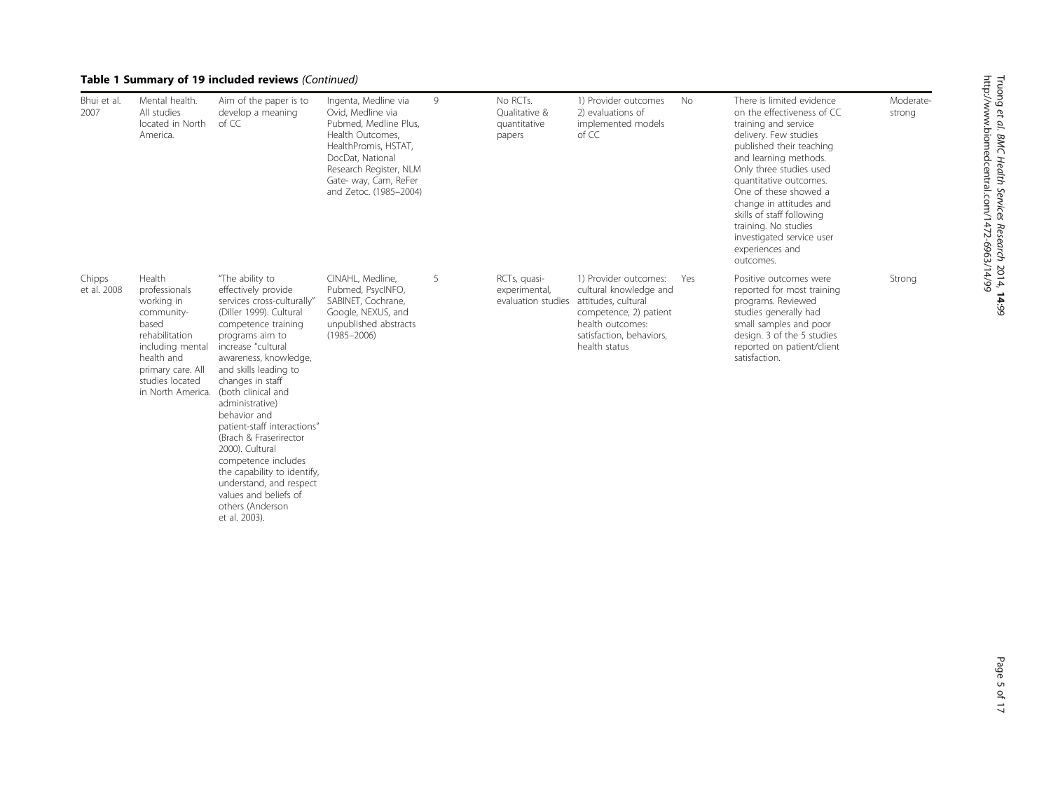**Table 1 Summary of 19 included reviews** *(Continued)*

| | | | | | | | | | |
|---|---|---|---|---|---|---|---|---|---|
| Bhui et al. 2007 | Mental health. All studies located in North America. | Aim of the paper is to develop a meaning of CC | Ingenta, Medline via Ovid, Medline via Pubmed, Medline Plus, Health Outcomes, HealthPromis, HSTAT, DocDat, National Research Register, NLM Gate- way, Cam, ReFer and Zetoc. (1985–2004) | 9 | No RCTs. Qualitative & quantitative papers | 1) Provider outcomes 2) evaluations of implemented models of CC | No | There is limited evidence on the effectiveness of CC training and service delivery. Few studies published their teaching and learning methods. Only three studies used quantitative outcomes. One of these showed a change in attitudes and skills of staff following training. No studies investigated service user experiences and outcomes. | Moderate-strong |
| Chipps et al. 2008 | Health professionals working in community-based rehabilitation including mental health and primary care. All studies located in North America. | "The ability to effectively provide services cross-culturally" (Diller 1999). Cultural competence training programs aim to increase "cultural awareness, knowledge, and skills leading to changes in staff (both clinical and administrative) behavior and patient-staff interactions" (Brach & Fraserirector 2000). Cultural competence includes the capability to identify, understand, and respect values and beliefs of others (Anderson et al. 2003). | CINAHL, Medline, Pubmed, PsycINFO, SABINET, Cochrane, Google, NEXUS, and unpublished abstracts (1985–2006) | 5 | RCTs, quasi-experimental, evaluation studies | 1) Provider outcomes: cultural knowledge and attitudes, cultural competence, 2) patient health outcomes: satisfaction, behaviors, health status | Yes | Positive outcomes were reported for most training programs. Reviewed studies generally had small samples and poor design. 3 of the 5 studies reported on patient/client satisfaction. | Strong |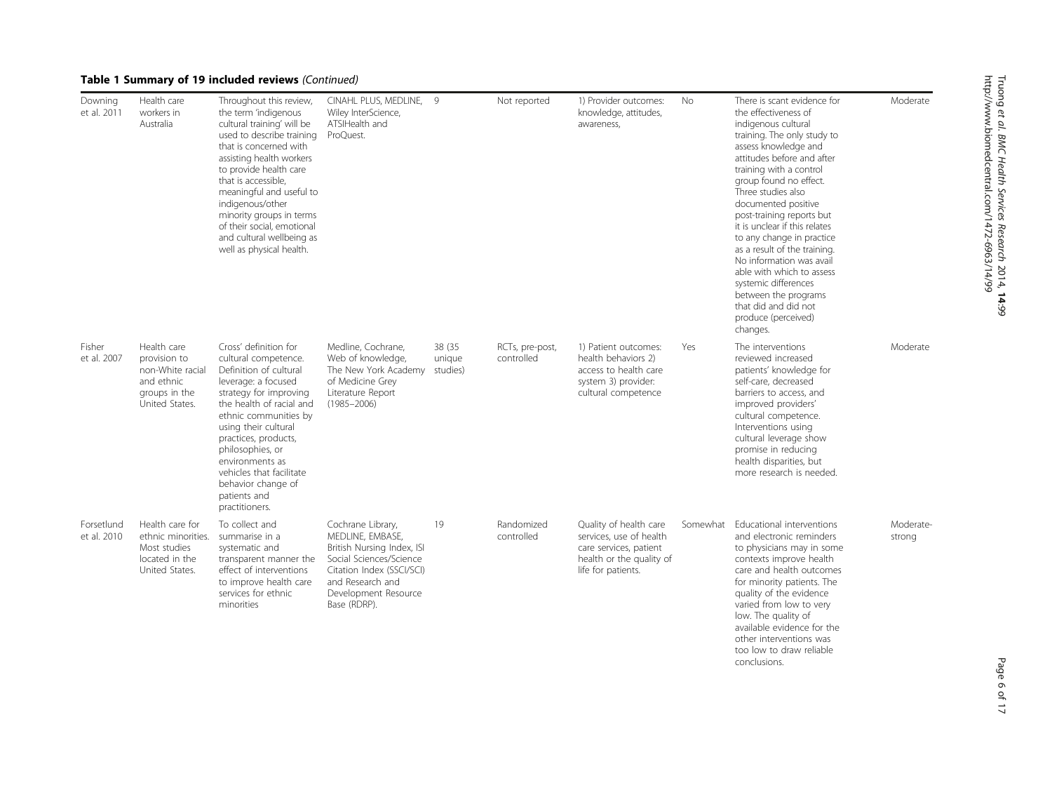**Table 1 Summary of 19 included reviews** *(Continued)*

| | | | | | | | | | |
|---|---|---|---|---|---|---|---|---|---|
| Downing et al. 2011 | Health care workers in Australia | Throughout this review, the term 'indigenous cultural training' will be used to describe training that is concerned with assisting health workers to provide health care that is accessible, meaningful and useful to indigenous/other minority groups in terms of their social, emotional and cultural wellbeing as well as physical health. | CINAHL PLUS, MEDLINE, Wiley InterScience, ATSIHealth and ProQuest. | 9 | Not reported | 1) Provider outcomes: knowledge, attitudes, awareness, | No | There is scant evidence for the effectiveness of indigenous cultural training. The only study to assess knowledge and attitudes before and after training with a control group found no effect. Three studies also documented positive post-training reports but it is unclear if this relates to any change in practice as a result of the training. No information was available with which to assess systemic differences between the programs that did and did not produce (perceived) changes. | Moderate |
| Fisher et al. 2007 | Health care provision to non-White racial and ethnic groups in the United States. | Cross' definition for cultural competence. Definition of cultural leverage: a focused strategy for improving the health of racial and ethnic communities by using their cultural practices, products, philosophies, or environments as vehicles that facilitate behavior change of patients and practitioners. | Medline, Cochrane, Web of knowledge, The New York Academy of Medicine Grey Literature Report (1985–2006) | 38 (35 unique studies) | RCTs, pre-post, controlled | 1) Patient outcomes: health behaviors 2) access to health care system 3) provider: cultural competence | Yes | The interventions reviewed increased patients' knowledge for self-care, decreased barriers to access, and improved providers' cultural competence. Interventions using cultural leverage show promise in reducing health disparities, but more research is needed. | Moderate |
| Forsetlund et al. 2010 | Health care for ethnic minorities. Most studies located in the United States. | To collect and summarise in a systematic and transparent manner the effect of interventions to improve health care services for ethnic minorities | Cochrane Library, MEDLINE, EMBASE, British Nursing Index, ISI Social Sciences/Science Citation Index (SSCI/SCI) and Research and Development Resource Base (RDRP). | 19 | Randomized controlled | Quality of health care services, use of health care services, patient health or the quality of life for patients. | Somewhat | Educational interventions and electronic reminders to physicians may in some contexts improve health care and health outcomes for minority patients. The quality of the evidence varied from low to very low. The quality of available evidence for the other interventions was too low to draw reliable conclusions. | Moderate-strong |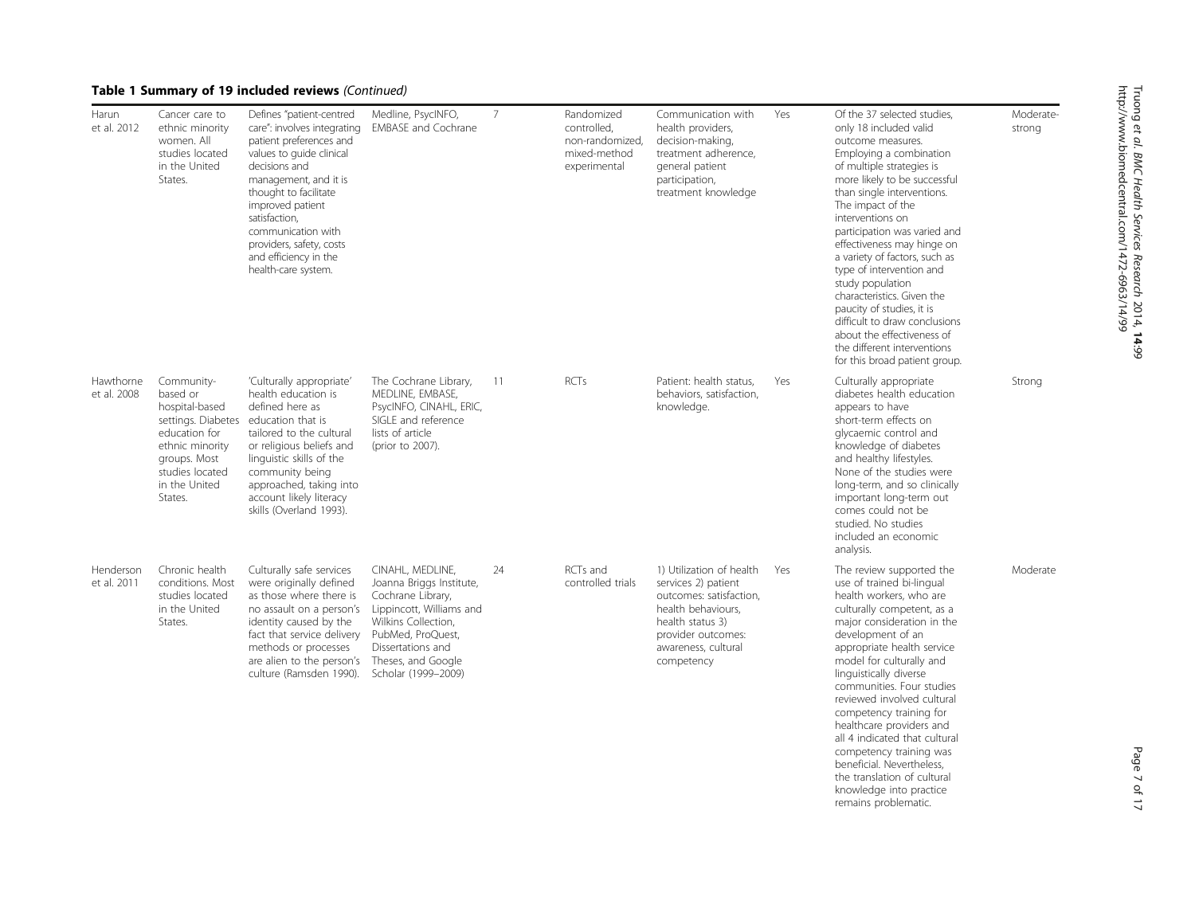**Table 1 Summary of 19 included reviews** *(Continued)*

| | | | | | | | | | |
|---|---|---|---|---|---|---|---|---|---|
| Harun et al. 2012 | Cancer care to ethnic minority women. All studies located in the United States. | Defines "patient-centred care": involves integrating patient preferences and values to guide clinical decisions and management, and it is thought to facilitate improved patient satisfaction, communication with providers, safety, costs and efficiency in the health-care system. | Medline, PsycINFO, EMBASE and Cochrane | 7 | Randomized controlled, non-randomized, mixed-method experimental | Communication with health providers, decision-making, treatment adherence, general patient participation, treatment knowledge | Yes | Of the 37 selected studies, only 18 included valid outcome measures. Employing a combination of multiple strategies is more likely to be successful than single interventions. The impact of the interventions on participation was varied and effectiveness may hinge on a variety of factors, such as type of intervention and study population characteristics. Given the paucity of studies, it is difficult to draw conclusions about the effectiveness of the different interventions for this broad patient group. | Moderate-strong |
| Hawthorne et al. 2008 | Community-based or hospital-based settings. Diabetes education for ethnic minority groups. Most studies located in the United States. | 'Culturally appropriate' health education is defined here as education that is tailored to the cultural or religious beliefs and linguistic skills of the community being approached, taking into account likely literacy skills (Overland 1993). | The Cochrane Library, MEDLINE, EMBASE, PsycINFO, CINAHL, ERIC, SIGLE and reference lists of article (prior to 2007). | 11 | RCTs | Patient: health status, behaviors, satisfaction, knowledge. | Yes | Culturally appropriate diabetes health education appears to have short-term effects on glycaemic control and knowledge of diabetes and healthy lifestyles. None of the studies were long-term, and so clinically important long-term out comes could not be studied. No studies included an economic analysis. | Strong |
| Henderson et al. 2011 | Chronic health conditions. Most studies located in the United States. | Culturally safe services were originally defined as those where there is no assault on a person's identity caused by the fact that service delivery methods or processes are alien to the person's culture (Ramsden 1990). | CINAHL, MEDLINE, Joanna Briggs Institute, Cochrane Library, Lippincott, Williams and Wilkins Collection, PubMed, ProQuest, Dissertations and Theses, and Google Scholar (1999–2009) | 24 | RCTs and controlled trials | 1) Utilization of health services 2) patient outcomes: satisfaction, health behaviours, health status 3) provider outcomes: awareness, cultural competency | Yes | The review supported the use of trained bi-lingual health workers, who are culturally competent, as a major consideration in the development of an appropriate health service model for culturally and linguistically diverse communities. Four studies reviewed involved cultural competency training for healthcare providers and all 4 indicated that cultural competency training was beneficial. Nevertheless, the translation of cultural knowledge into practice remains problematic. | Moderate |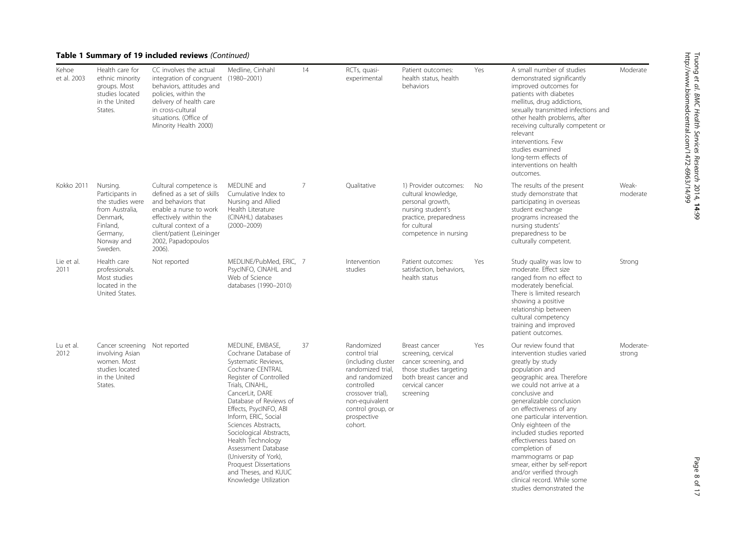## Table 1 Summary of 19 included reviews *(Continued)*

| | | | | | | | | | |
|---|---|---|---|---|---|---|---|---|---|
| Kehoe et al. 2003 | Health care for ethnic minority groups. Most studies located in the United States. | CC involves the actual integration of congruent behaviors, attitudes and policies, within the delivery of health care in cross-cultural situations. (Office of Minority Health 2000) | Medline, Cinhahl (1980–2001) | 14 | RCTs, quasi-experimental | Patient outcomes: health status, health behaviors | Yes | A small number of studies demonstrated significantly improved outcomes for patients with diabetes mellitus, drug addictions, sexually transmitted infections and other health problems, after receiving culturally competent or relevant interventions. Few studies examined long-term effects of interventions on health outcomes. | Moderate |
| Kokko 2011 | Nursing. Participants in the studies were from Australia, Denmark, Finland, Germany, Norway and Sweden. | Cultural competence is defined as a set of skills and behaviors that enable a nurse to work effectively within the cultural context of a client/patient (Leininger 2002, Papadopoulos 2006). | MEDLINE and Cumulative Index to Nursing and Allied Health Literature (CINAHL) databases (2000–2009) | 7 | Qualitative | 1) Provider outcomes: cultural knowledge, personal growth, nursing student's practice, preparedness for cultural competence in nursing | No | The results of the present study demonstrate that participating in overseas student exchange programs increased the nursing students' preparedness to be culturally competent. | Weak-moderate |
| Lie et al. 2011 | Health care professionals. Most studies located in the United States. | Not reported | MEDLINE/PubMed, ERIC, PsycINFO, CINAHL and Web of Science databases (1990–2010) | 7 | Intervention studies | Patient outcomes: satisfaction, behaviors, health status | Yes | Study quality was low to moderate. Effect size ranged from no effect to moderately beneficial. There is limited research showing a positive relationship between cultural competency training and improved patient outcomes. | Strong |
| Lu et al. 2012 | Cancer screening involving Asian women. Most studies located in the United States. | Not reported | MEDLINE, EMBASE, Cochrane Database of Systematic Reviews, Cochrane CENTRAL Register of Controlled Trials, CINAHL, CancerLit, DARE Database of Reviews of Effects, PsycINFO, ABI Inform, ERIC, Social Sciences Abstracts, Sociological Abstracts, Health Technology Assessment Database (University of York), Proquest Dissertations and Theses, and KUUC Knowledge Utilization | 37 | Randomized control trial (including cluster randomized trial, and randomized controlled crossover trial), non-equivalent control group, or prospective cohort. | Breast cancer screening, cervical cancer screening, and those studies targeting both breast cancer and cervical cancer screening | Yes | Our review found that intervention studies varied greatly by study population and geographic area. Therefore we could not arrive at a conclusive and generalizable conclusion on effectiveness of any one particular intervention. Only eighteen of the included studies reported effectiveness based on completion of mammograms or pap smear, either by self-report and/or verified through clinical record. While some studies demonstrated the | Moderate-strong |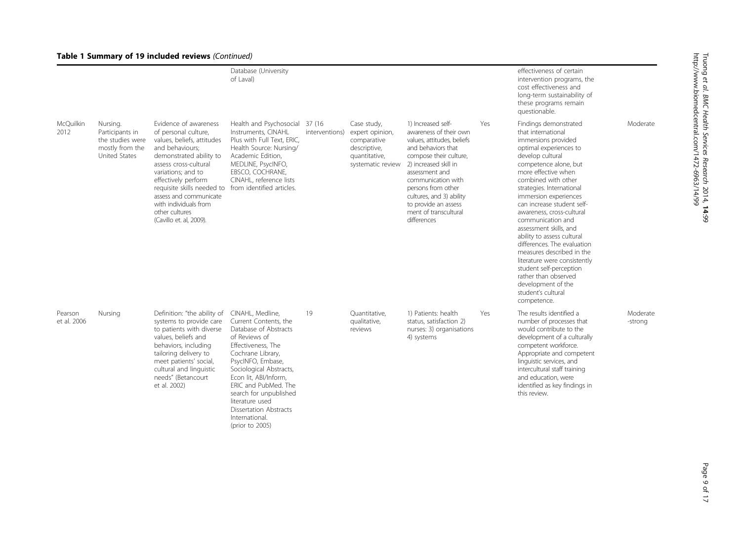**Table 1 Summary of 19 included reviews** *(Continued)*

| | | | | | | | | | |
|---|---|---|---|---|---|---|---|---|---|
| | | | Database (University of Laval) | | | | | effectiveness of certain intervention programs, the cost effectiveness and long-term sustainability of these programs remain questionable. | |
| McQuilkin 2012 | Nursing. Participants in the studies were mostly from the United States | Evidence of awareness of personal culture, values, beliefs, attitudes and behaviours; demonstrated ability to assess cross-cultural variations; and to effectively perform requisite skills needed to assess and communicate with individuals from other cultures (Cavillo et. al, 2009). | Health and Psychosocial Instruments, CINAHL Plus with Full Text, ERIC, Health Source: Nursing/ Academic Edition, MEDLINE, PsycINFO, EBSCO, COCHRANE, CINAHL, reference lists from identified articles. | 37 (16 interventions) | Case study, expert opinion, comparative descriptive, quantitative, systematic review | 1) Increased self-awareness of their own values, attitudes, beliefs and behaviors that compose their culture, 2) increased skill in assessment and communication with persons from other cultures, and 3) ability to provide an assess ment of transcultural differences | Yes | Findings demonstrated that international immersions provided optimal experiences to develop cultural competence alone, but more effective when combined with other strategies. International immersion experiences can increase student self-awareness, cross-cultural communication and assessment skills, and ability to assess cultural differences. The evaluation measures described in the literature were consistently student self-perception rather than observed development of the student's cultural competence. | Moderate |
| Pearson et al. 2006 | Nursing | Definition: "the ability of systems to provide care to patients with diverse values, beliefs and behaviors, including tailoring delivery to meet patients' social, cultural and linguistic needs" (Betancourt et al. 2002) | CINAHL, Medline, Current Contents, the Database of Abstracts of Reviews of Effectiveness, The Cochrane Library, PsycINFO, Embase, Sociological Abstracts, Econ lit, ABI/Inform, ERIC and PubMed. The search for unpublished literature used Dissertation Abstracts International. (prior to 2005) | 19 | Quantitative, qualitative, reviews | 1) Patients: health status, satisfaction 2) nurses: 3) organisations 4) systems | Yes | The results identified a number of processes that would contribute to the development of a culturally competent workforce. Appropriate and competent linguistic services, and intercultural staff training and education, were identified as key findings in this review. | Moderate -strong |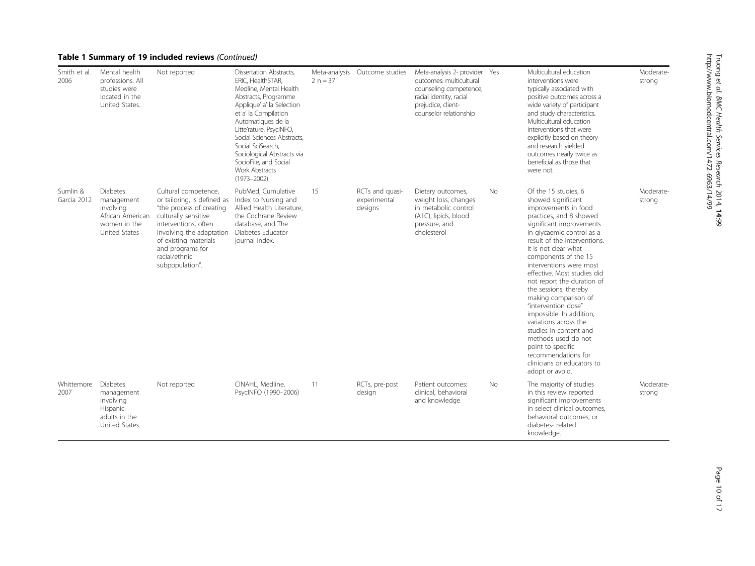**Table 1 Summary of 19 included reviews** *(Continued)*

| | | | | | | | | | |
|---|---|---|---|---|---|---|---|---|---|
| Smith et al. 2006 | Mental health professions. All studies were located in the United States. | Not reported | Dissertation Abstracts, ERIC, HealthSTAR, Medline, Mental Health Abstracts, Programme Applique' a' la Selection et a' la Compilation Automatiques de la Litte'rature, PsycINFO, Social Sciences Abstracts, Social SciSearch, Sociological Abstracts via SocioFile, and Social Work Abstracts (1973–2002) | Meta-analysis 2 n = 37 | Outcome studies | Meta-analysis 2- provider outcomes: multicultural counseling competence, racial identity, racial prejudice, client-counselor relationship | Yes | Multicultural education interventions were typically associated with positive outcomes across a wide variety of participant and study characteristics. Multicultural education interventions that were explicitly based on theory and research yielded outcomes nearly twice as beneficial as those that were not. | Moderate-strong |
| Sumlin & Garcia 2012 | Diabetes management involving African American women in the United States | Cultural competence, or tailoring, is defined as "the process of creating culturally sensitive interventions, often involving the adaptation of existing materials and programs for racial/ethnic subpopulation". | PubMed, Cumulative Index to Nursing and Allied Health Literature, the Cochrane Review database, and The Diabetes Educator journal index. | 15 | RCTs and quasi-experimental designs | Dietary outcomes, weight loss, changes in metabolic control (A1C), lipids, blood pressure, and cholesterol | No | Of the 15 studies, 6 showed significant improvements in food practices, and 8 showed significant improvements in glycaemic control as a result of the interventions. It is not clear what components of the 15 interventions were most effective. Most studies did not report the duration of the sessions, thereby making comparison of "intervention dose" impossible. In addition, variations across the studies in content and methods used do not point to specific recommendations for clinicians or educators to adopt or avoid. | Moderate-strong |
| Whittemore 2007 | Diabetes management involving Hispanic adults in the United States. | Not reported | CINAHL, Medline, PsycINFO (1990–2006) | 11 | RCTs, pre-post design | Patient outcomes: clinical, behavioral and knowledge | No | The majority of studies in this review reported significant improvements in select clinical outcomes, behavioral outcomes, or diabetes- related knowledge. | Moderate-strong |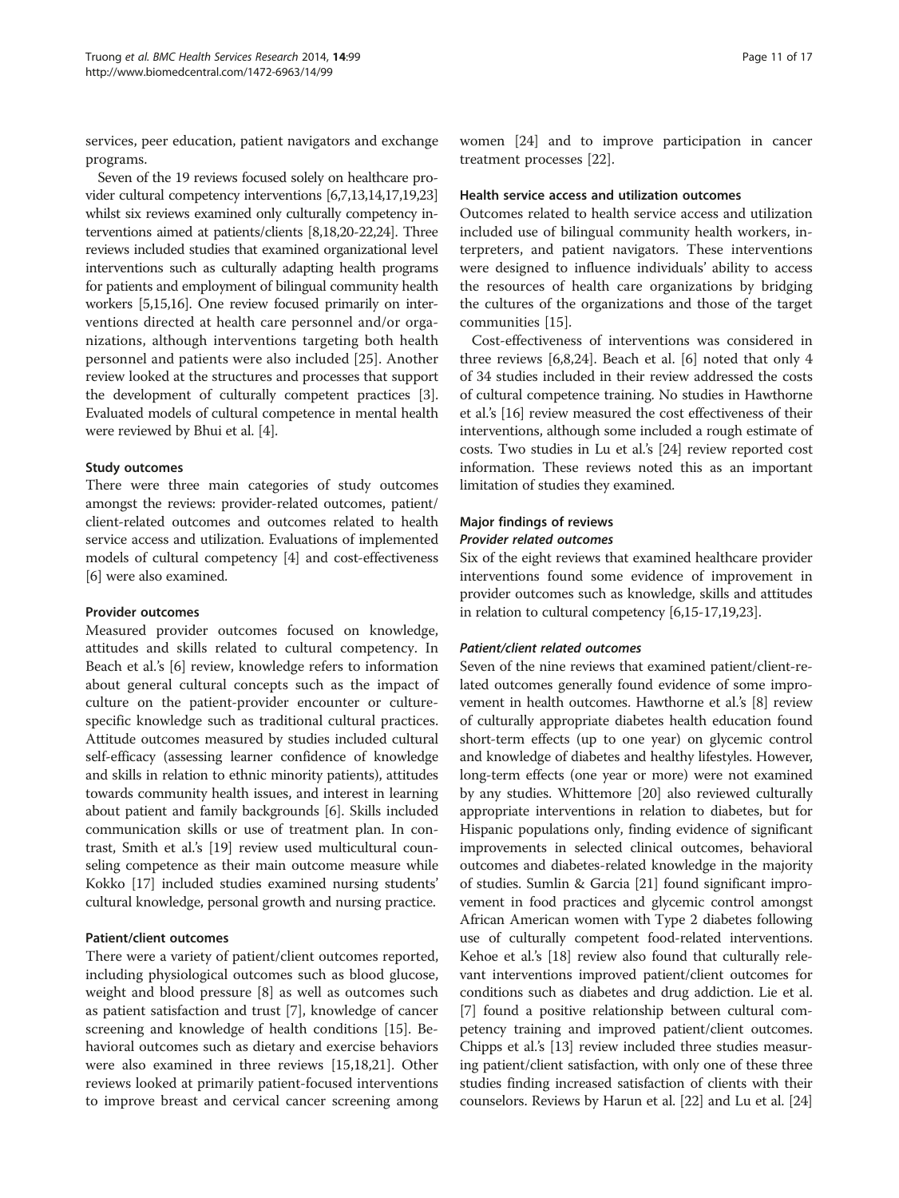services, peer education, patient navigators and exchange programs.

Seven of the 19 reviews focused solely on healthcare provider cultural competency interventions [6,7,13,14,17,19,23] whilst six reviews examined only culturally competency interventions aimed at patients/clients [8,18,20-22,24]. Three reviews included studies that examined organizational level interventions such as culturally adapting health programs for patients and employment of bilingual community health workers [5,15,16]. One review focused primarily on interventions directed at health care personnel and/or organizations, although interventions targeting both health personnel and patients were also included [25]. Another review looked at the structures and processes that support the development of culturally competent practices [3]. Evaluated models of cultural competence in mental health were reviewed by Bhui et al. [4].

#### Study outcomes

There were three main categories of study outcomes amongst the reviews: provider-related outcomes, patient/client-related outcomes and outcomes related to health service access and utilization. Evaluations of implemented models of cultural competency [4] and cost-effectiveness [6] were also examined.

#### Provider outcomes

Measured provider outcomes focused on knowledge, attitudes and skills related to cultural competency. In Beach et al.'s [6] review, knowledge refers to information about general cultural concepts such as the impact of culture on the patient-provider encounter or culture-specific knowledge such as traditional cultural practices. Attitude outcomes measured by studies included cultural self-efficacy (assessing learner confidence of knowledge and skills in relation to ethnic minority patients), attitudes towards community health issues, and interest in learning about patient and family backgrounds [6]. Skills included communication skills or use of treatment plan. In contrast, Smith et al.'s [19] review used multicultural counseling competence as their main outcome measure while Kokko [17] included studies examined nursing students' cultural knowledge, personal growth and nursing practice.

#### Patient/client outcomes

There were a variety of patient/client outcomes reported, including physiological outcomes such as blood glucose, weight and blood pressure [8] as well as outcomes such as patient satisfaction and trust [7], knowledge of cancer screening and knowledge of health conditions [15]. Behavioral outcomes such as dietary and exercise behaviors were also examined in three reviews [15,18,21]. Other reviews looked at primarily patient-focused interventions to improve breast and cervical cancer screening among women [24] and to improve participation in cancer treatment processes [22].

#### Health service access and utilization outcomes

Outcomes related to health service access and utilization included use of bilingual community health workers, interpreters, and patient navigators. These interventions were designed to influence individuals' ability to access the resources of health care organizations by bridging the cultures of the organizations and those of the target communities [15].

Cost-effectiveness of interventions was considered in three reviews [6,8,24]. Beach et al. [6] noted that only 4 of 34 studies included in their review addressed the costs of cultural competence training. No studies in Hawthorne et al.'s [16] review measured the cost effectiveness of their interventions, although some included a rough estimate of costs. Two studies in Lu et al.'s [24] review reported cost information. These reviews noted this as an important limitation of studies they examined.

#### Major findings of reviews

##### *Provider related outcomes*

Six of the eight reviews that examined healthcare provider interventions found some evidence of improvement in provider outcomes such as knowledge, skills and attitudes in relation to cultural competency [6,15-17,19,23].

##### *Patient/client related outcomes*

Seven of the nine reviews that examined patient/client-related outcomes generally found evidence of some improvement in health outcomes. Hawthorne et al.'s [8] review of culturally appropriate diabetes health education found short-term effects (up to one year) on glycemic control and knowledge of diabetes and healthy lifestyles. However, long-term effects (one year or more) were not examined by any studies. Whittemore [20] also reviewed culturally appropriate interventions in relation to diabetes, but for Hispanic populations only, finding evidence of significant improvements in selected clinical outcomes, behavioral outcomes and diabetes-related knowledge in the majority of studies. Sumlin & Garcia [21] found significant improvement in food practices and glycemic control amongst African American women with Type 2 diabetes following use of culturally competent food-related interventions. Kehoe et al.'s [18] review also found that culturally relevant interventions improved patient/client outcomes for conditions such as diabetes and drug addiction. Lie et al. [7] found a positive relationship between cultural competency training and improved patient/client outcomes. Chipps et al.'s [13] review included three studies measuring patient/client satisfaction, with only one of these three studies finding increased satisfaction of clients with their counselors. Reviews by Harun et al. [22] and Lu et al. [24]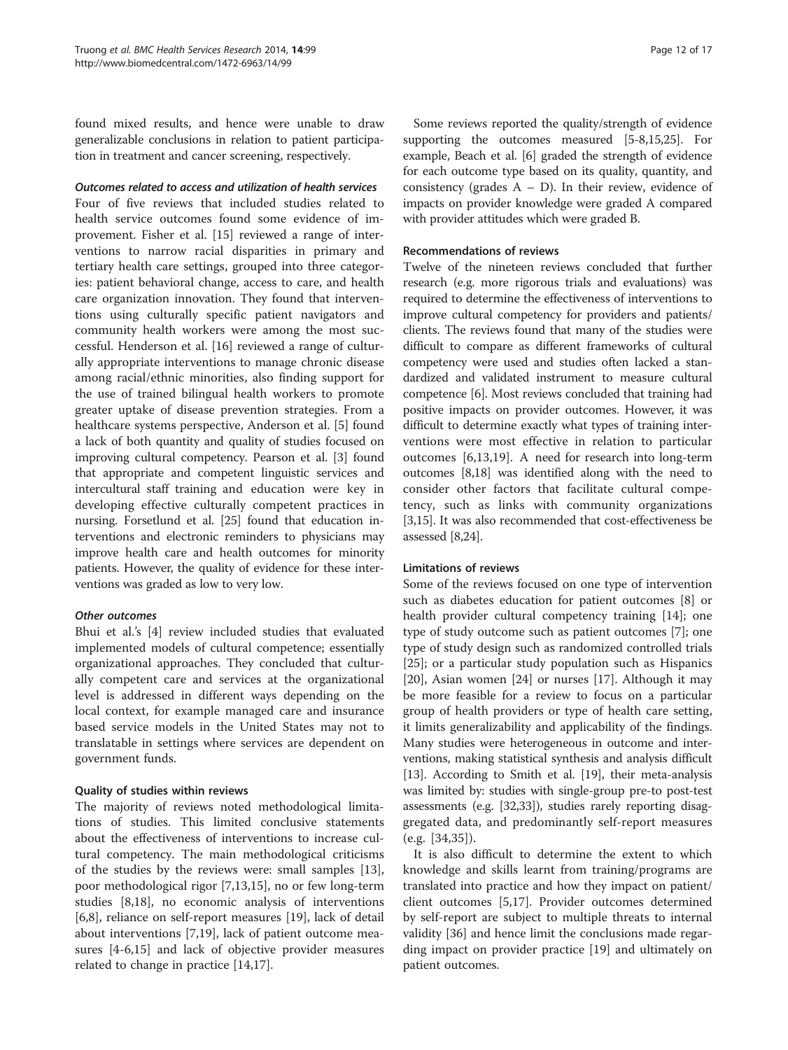found mixed results, and hence were unable to draw generalizable conclusions in relation to patient participation in treatment and cancer screening, respectively.

#### *Outcomes related to access and utilization of health services*

Four of five reviews that included studies related to health service outcomes found some evidence of improvement. Fisher et al. [15] reviewed a range of interventions to narrow racial disparities in primary and tertiary health care settings, grouped into three categories: patient behavioral change, access to care, and health care organization innovation. They found that interventions using culturally specific patient navigators and community health workers were among the most successful. Henderson et al. [16] reviewed a range of culturally appropriate interventions to manage chronic disease among racial/ethnic minorities, also finding support for the use of trained bilingual health workers to promote greater uptake of disease prevention strategies. From a healthcare systems perspective, Anderson et al. [5] found a lack of both quantity and quality of studies focused on improving cultural competency. Pearson et al. [3] found that appropriate and competent linguistic services and intercultural staff training and education were key in developing effective culturally competent practices in nursing. Forsetlund et al. [25] found that education interventions and electronic reminders to physicians may improve health care and health outcomes for minority patients. However, the quality of evidence for these interventions was graded as low to very low.

#### *Other outcomes*

Bhui et al.'s [4] review included studies that evaluated implemented models of cultural competence; essentially organizational approaches. They concluded that culturally competent care and services at the organizational level is addressed in different ways depending on the local context, for example managed care and insurance based service models in the United States may not to translatable in settings where services are dependent on government funds.

### Quality of studies within reviews

The majority of reviews noted methodological limitations of studies. This limited conclusive statements about the effectiveness of interventions to increase cultural competency. The main methodological criticisms of the studies by the reviews were: small samples [13], poor methodological rigor [7,13,15], no or few long-term studies [8,18], no economic analysis of interventions [6,8], reliance on self-report measures [19], lack of detail about interventions [7,19], lack of patient outcome measures [4-6,15] and lack of objective provider measures related to change in practice [14,17].

Some reviews reported the quality/strength of evidence supporting the outcomes measured [5-8,15,25]. For example, Beach et al. [6] graded the strength of evidence for each outcome type based on its quality, quantity, and consistency (grades A – D). In their review, evidence of impacts on provider knowledge were graded A compared with provider attitudes which were graded B.

### Recommendations of reviews

Twelve of the nineteen reviews concluded that further research (e.g. more rigorous trials and evaluations) was required to determine the effectiveness of interventions to improve cultural competency for providers and patients/ clients. The reviews found that many of the studies were difficult to compare as different frameworks of cultural competency were used and studies often lacked a standardized and validated instrument to measure cultural competence [6]. Most reviews concluded that training had positive impacts on provider outcomes. However, it was difficult to determine exactly what types of training interventions were most effective in relation to particular outcomes [6,13,19]. A need for research into long-term outcomes [8,18] was identified along with the need to consider other factors that facilitate cultural competency, such as links with community organizations [3,15]. It was also recommended that cost-effectiveness be assessed [8,24].

### Limitations of reviews

Some of the reviews focused on one type of intervention such as diabetes education for patient outcomes [8] or health provider cultural competency training [14]; one type of study outcome such as patient outcomes [7]; one type of study design such as randomized controlled trials [25]; or a particular study population such as Hispanics [20], Asian women [24] or nurses [17]. Although it may be more feasible for a review to focus on a particular group of health providers or type of health care setting, it limits generalizability and applicability of the findings. Many studies were heterogeneous in outcome and interventions, making statistical synthesis and analysis difficult [13]. According to Smith et al. [19], their meta-analysis was limited by: studies with single-group pre-to post-test assessments (e.g. [32,33]), studies rarely reporting disaggregated data, and predominantly self-report measures (e.g. [34,35]).

It is also difficult to determine the extent to which knowledge and skills learnt from training/programs are translated into practice and how they impact on patient/ client outcomes [5,17]. Provider outcomes determined by self-report are subject to multiple threats to internal validity [36] and hence limit the conclusions made regarding impact on provider practice [19] and ultimately on patient outcomes.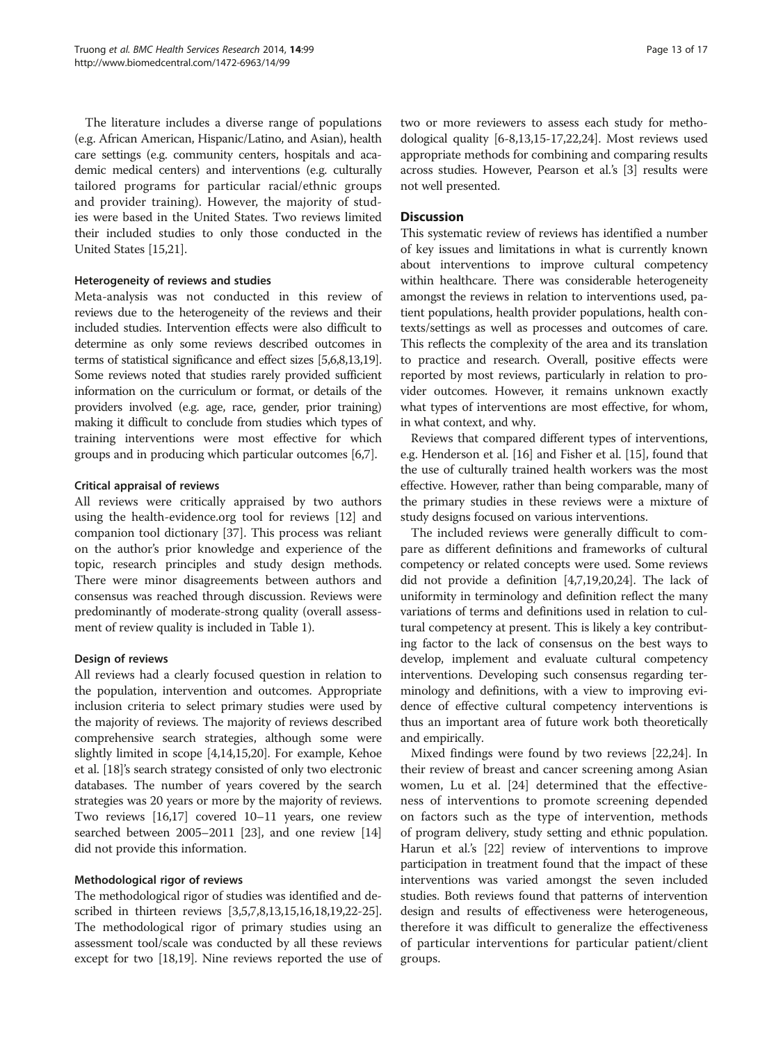The literature includes a diverse range of populations (e.g. African American, Hispanic/Latino, and Asian), health care settings (e.g. community centers, hospitals and academic medical centers) and interventions (e.g. culturally tailored programs for particular racial/ethnic groups and provider training). However, the majority of studies were based in the United States. Two reviews limited their included studies to only those conducted in the United States [15,21].

#### Heterogeneity of reviews and studies

Meta-analysis was not conducted in this review of reviews due to the heterogeneity of the reviews and their included studies. Intervention effects were also difficult to determine as only some reviews described outcomes in terms of statistical significance and effect sizes [5,6,8,13,19]. Some reviews noted that studies rarely provided sufficient information on the curriculum or format, or details of the providers involved (e.g. age, race, gender, prior training) making it difficult to conclude from studies which types of training interventions were most effective for which groups and in producing which particular outcomes [6,7].

#### Critical appraisal of reviews

All reviews were critically appraised by two authors using the health-evidence.org tool for reviews [12] and companion tool dictionary [37]. This process was reliant on the author's prior knowledge and experience of the topic, research principles and study design methods. There were minor disagreements between authors and consensus was reached through discussion. Reviews were predominantly of moderate-strong quality (overall assessment of review quality is included in Table 1).

#### Design of reviews

All reviews had a clearly focused question in relation to the population, intervention and outcomes. Appropriate inclusion criteria to select primary studies were used by the majority of reviews. The majority of reviews described comprehensive search strategies, although some were slightly limited in scope [4,14,15,20]. For example, Kehoe et al. [18]'s search strategy consisted of only two electronic databases. The number of years covered by the search strategies was 20 years or more by the majority of reviews. Two reviews [16,17] covered 10–11 years, one review searched between 2005–2011 [23], and one review [14] did not provide this information.

#### Methodological rigor of reviews

The methodological rigor of studies was identified and described in thirteen reviews [3,5,7,8,13,15,16,18,19,22-25]. The methodological rigor of primary studies using an assessment tool/scale was conducted by all these reviews except for two [18,19]. Nine reviews reported the use of two or more reviewers to assess each study for methodological quality [6-8,13,15-17,22,24]. Most reviews used appropriate methods for combining and comparing results across studies. However, Pearson et al.'s [3] results were not well presented.

### Discussion

This systematic review of reviews has identified a number of key issues and limitations in what is currently known about interventions to improve cultural competency within healthcare. There was considerable heterogeneity amongst the reviews in relation to interventions used, patient populations, health provider populations, health contexts/settings as well as processes and outcomes of care. This reflects the complexity of the area and its translation to practice and research. Overall, positive effects were reported by most reviews, particularly in relation to provider outcomes. However, it remains unknown exactly what types of interventions are most effective, for whom, in what context, and why.

Reviews that compared different types of interventions, e.g. Henderson et al. [16] and Fisher et al. [15], found that the use of culturally trained health workers was the most effective. However, rather than being comparable, many of the primary studies in these reviews were a mixture of study designs focused on various interventions.

The included reviews were generally difficult to compare as different definitions and frameworks of cultural competency or related concepts were used. Some reviews did not provide a definition [4,7,19,20,24]. The lack of uniformity in terminology and definition reflect the many variations of terms and definitions used in relation to cultural competency at present. This is likely a key contributing factor to the lack of consensus on the best ways to develop, implement and evaluate cultural competency interventions. Developing such consensus regarding terminology and definitions, with a view to improving evidence of effective cultural competency interventions is thus an important area of future work both theoretically and empirically.

Mixed findings were found by two reviews [22,24]. In their review of breast and cancer screening among Asian women, Lu et al. [24] determined that the effectiveness of interventions to promote screening depended on factors such as the type of intervention, methods of program delivery, study setting and ethnic population. Harun et al.'s [22] review of interventions to improve participation in treatment found that the impact of these interventions was varied amongst the seven included studies. Both reviews found that patterns of intervention design and results of effectiveness were heterogeneous, therefore it was difficult to generalize the effectiveness of particular interventions for particular patient/client groups.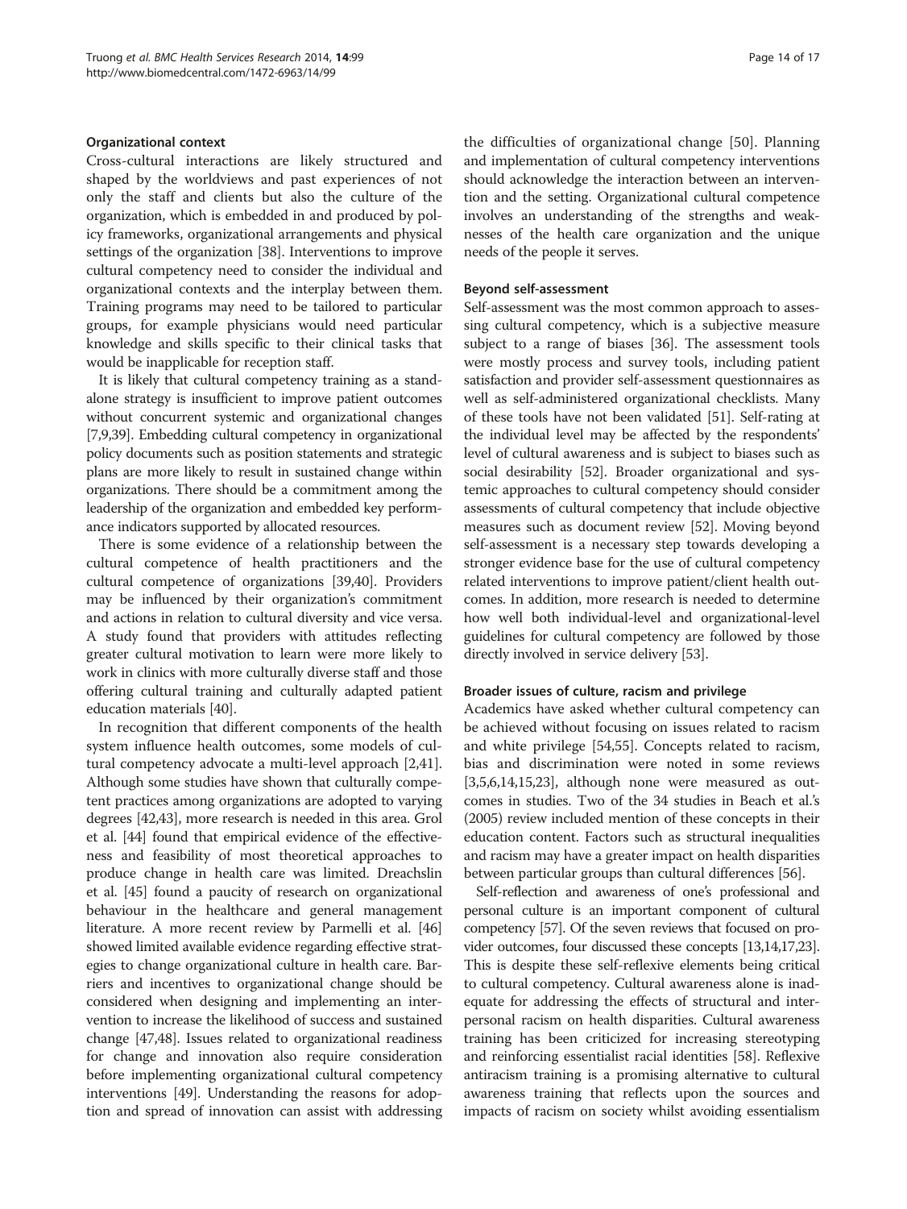### Organizational context

Cross-cultural interactions are likely structured and shaped by the worldviews and past experiences of not only the staff and clients but also the culture of the organization, which is embedded in and produced by policy frameworks, organizational arrangements and physical settings of the organization [38]. Interventions to improve cultural competency need to consider the individual and organizational contexts and the interplay between them. Training programs may need to be tailored to particular groups, for example physicians would need particular knowledge and skills specific to their clinical tasks that would be inapplicable for reception staff.

It is likely that cultural competency training as a stand-alone strategy is insufficient to improve patient outcomes without concurrent systemic and organizational changes [7,9,39]. Embedding cultural competency in organizational policy documents such as position statements and strategic plans are more likely to result in sustained change within organizations. There should be a commitment among the leadership of the organization and embedded key performance indicators supported by allocated resources.

There is some evidence of a relationship between the cultural competence of health practitioners and the cultural competence of organizations [39,40]. Providers may be influenced by their organization's commitment and actions in relation to cultural diversity and vice versa. A study found that providers with attitudes reflecting greater cultural motivation to learn were more likely to work in clinics with more culturally diverse staff and those offering cultural training and culturally adapted patient education materials [40].

In recognition that different components of the health system influence health outcomes, some models of cultural competency advocate a multi-level approach [2,41]. Although some studies have shown that culturally competent practices among organizations are adopted to varying degrees [42,43], more research is needed in this area. Grol et al. [44] found that empirical evidence of the effectiveness and feasibility of most theoretical approaches to produce change in health care was limited. Dreachslin et al. [45] found a paucity of research on organizational behaviour in the healthcare and general management literature. A more recent review by Parmelli et al. [46] showed limited available evidence regarding effective strategies to change organizational culture in health care. Barriers and incentives to organizational change should be considered when designing and implementing an intervention to increase the likelihood of success and sustained change [47,48]. Issues related to organizational readiness for change and innovation also require consideration before implementing organizational cultural competency interventions [49]. Understanding the reasons for adoption and spread of innovation can assist with addressing the difficulties of organizational change [50]. Planning and implementation of cultural competency interventions should acknowledge the interaction between an intervention and the setting. Organizational cultural competence involves an understanding of the strengths and weaknesses of the health care organization and the unique needs of the people it serves.

### Beyond self-assessment

Self-assessment was the most common approach to assessing cultural competency, which is a subjective measure subject to a range of biases [36]. The assessment tools were mostly process and survey tools, including patient satisfaction and provider self-assessment questionnaires as well as self-administered organizational checklists. Many of these tools have not been validated [51]. Self-rating at the individual level may be affected by the respondents' level of cultural awareness and is subject to biases such as social desirability [52]. Broader organizational and systemic approaches to cultural competency should consider assessments of cultural competency that include objective measures such as document review [52]. Moving beyond self-assessment is a necessary step towards developing a stronger evidence base for the use of cultural competency related interventions to improve patient/client health outcomes. In addition, more research is needed to determine how well both individual-level and organizational-level guidelines for cultural competency are followed by those directly involved in service delivery [53].

### Broader issues of culture, racism and privilege

Academics have asked whether cultural competency can be achieved without focusing on issues related to racism and white privilege [54,55]. Concepts related to racism, bias and discrimination were noted in some reviews [3,5,6,14,15,23], although none were measured as outcomes in studies. Two of the 34 studies in Beach et al.'s (2005) review included mention of these concepts in their education content. Factors such as structural inequalities and racism may have a greater impact on health disparities between particular groups than cultural differences [56].

Self-reflection and awareness of one's professional and personal culture is an important component of cultural competency [57]. Of the seven reviews that focused on provider outcomes, four discussed these concepts [13,14,17,23]. This is despite these self-reflexive elements being critical to cultural competency. Cultural awareness alone is inadequate for addressing the effects of structural and interpersonal racism on health disparities. Cultural awareness training has been criticized for increasing stereotyping and reinforcing essentialist racial identities [58]. Reflexive antiracism training is a promising alternative to cultural awareness training that reflects upon the sources and impacts of racism on society whilst avoiding essentialism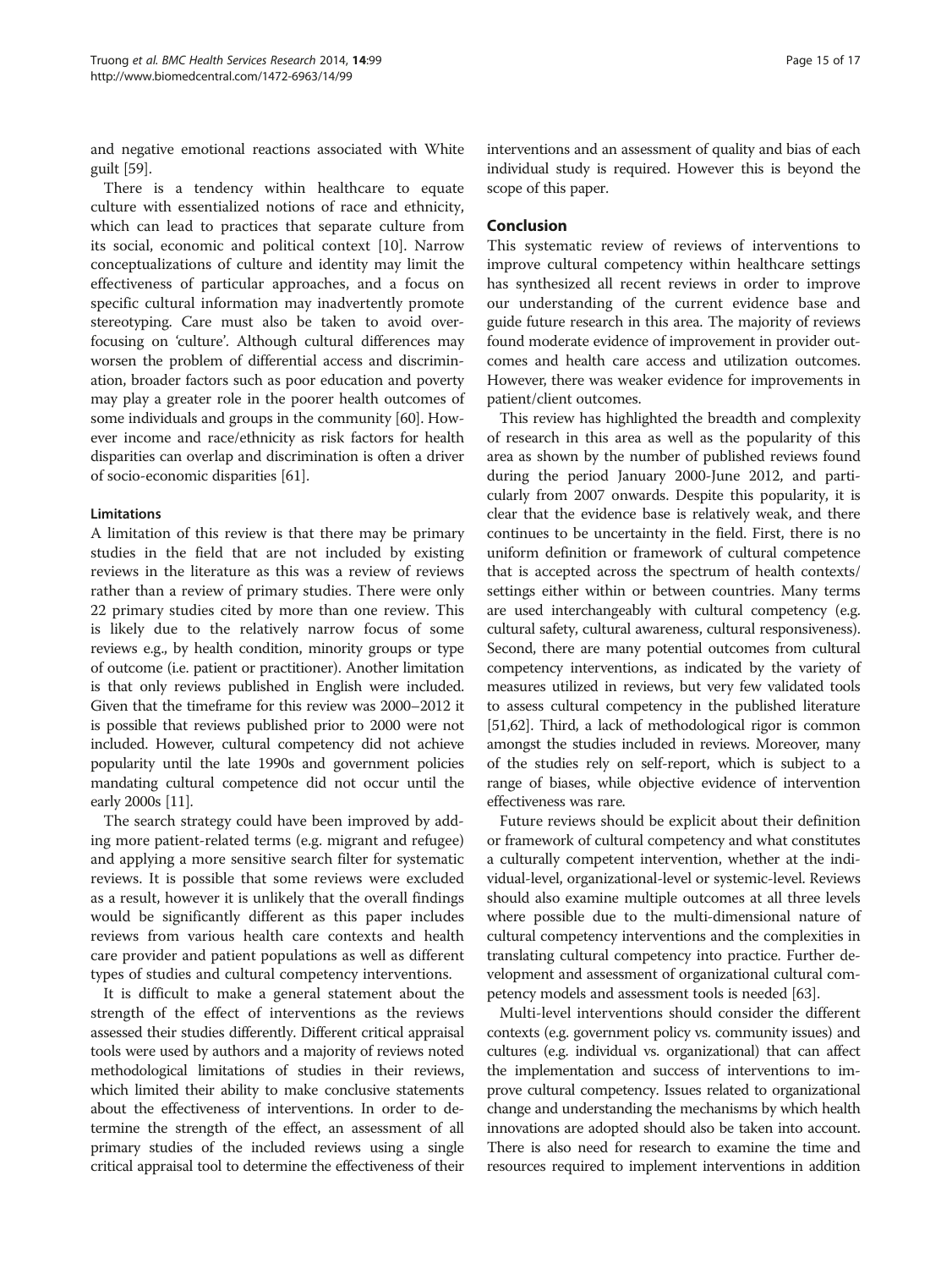and negative emotional reactions associated with White guilt [59].

There is a tendency within healthcare to equate culture with essentialized notions of race and ethnicity, which can lead to practices that separate culture from its social, economic and political context [10]. Narrow conceptualizations of culture and identity may limit the effectiveness of particular approaches, and a focus on specific cultural information may inadvertently promote stereotyping. Care must also be taken to avoid over-focusing on 'culture'. Although cultural differences may worsen the problem of differential access and discrimination, broader factors such as poor education and poverty may play a greater role in the poorer health outcomes of some individuals and groups in the community [60]. However income and race/ethnicity as risk factors for health disparities can overlap and discrimination is often a driver of socio-economic disparities [61].

### Limitations

A limitation of this review is that there may be primary studies in the field that are not included by existing reviews in the literature as this was a review of reviews rather than a review of primary studies. There were only 22 primary studies cited by more than one review. This is likely due to the relatively narrow focus of some reviews e.g., by health condition, minority groups or type of outcome (i.e. patient or practitioner). Another limitation is that only reviews published in English were included. Given that the timeframe for this review was 2000–2012 it is possible that reviews published prior to 2000 were not included. However, cultural competency did not achieve popularity until the late 1990s and government policies mandating cultural competence did not occur until the early 2000s [11].

The search strategy could have been improved by adding more patient-related terms (e.g. migrant and refugee) and applying a more sensitive search filter for systematic reviews. It is possible that some reviews were excluded as a result, however it is unlikely that the overall findings would be significantly different as this paper includes reviews from various health care contexts and health care provider and patient populations as well as different types of studies and cultural competency interventions.

It is difficult to make a general statement about the strength of the effect of interventions as the reviews assessed their studies differently. Different critical appraisal tools were used by authors and a majority of reviews noted methodological limitations of studies in their reviews, which limited their ability to make conclusive statements about the effectiveness of interventions. In order to determine the strength of the effect, an assessment of all primary studies of the included reviews using a single critical appraisal tool to determine the effectiveness of their interventions and an assessment of quality and bias of each individual study is required. However this is beyond the scope of this paper.

## Conclusion

This systematic review of reviews of interventions to improve cultural competency within healthcare settings has synthesized all recent reviews in order to improve our understanding of the current evidence base and guide future research in this area. The majority of reviews found moderate evidence of improvement in provider outcomes and health care access and utilization outcomes. However, there was weaker evidence for improvements in patient/client outcomes.

This review has highlighted the breadth and complexity of research in this area as well as the popularity of this area as shown by the number of published reviews found during the period January 2000-June 2012, and particularly from 2007 onwards. Despite this popularity, it is clear that the evidence base is relatively weak, and there continues to be uncertainty in the field. First, there is no uniform definition or framework of cultural competence that is accepted across the spectrum of health contexts/settings either within or between countries. Many terms are used interchangeably with cultural competency (e.g. cultural safety, cultural awareness, cultural responsiveness). Second, there are many potential outcomes from cultural competency interventions, as indicated by the variety of measures utilized in reviews, but very few validated tools to assess cultural competency in the published literature [51,62]. Third, a lack of methodological rigor is common amongst the studies included in reviews. Moreover, many of the studies rely on self-report, which is subject to a range of biases, while objective evidence of intervention effectiveness was rare.

Future reviews should be explicit about their definition or framework of cultural competency and what constitutes a culturally competent intervention, whether at the individual-level, organizational-level or systemic-level. Reviews should also examine multiple outcomes at all three levels where possible due to the multi-dimensional nature of cultural competency interventions and the complexities in translating cultural competency into practice. Further development and assessment of organizational cultural competency models and assessment tools is needed [63].

Multi-level interventions should consider the different contexts (e.g. government policy vs. community issues) and cultures (e.g. individual vs. organizational) that can affect the implementation and success of interventions to improve cultural competency. Issues related to organizational change and understanding the mechanisms by which health innovations are adopted should also be taken into account. There is also need for research to examine the time and resources required to implement interventions in addition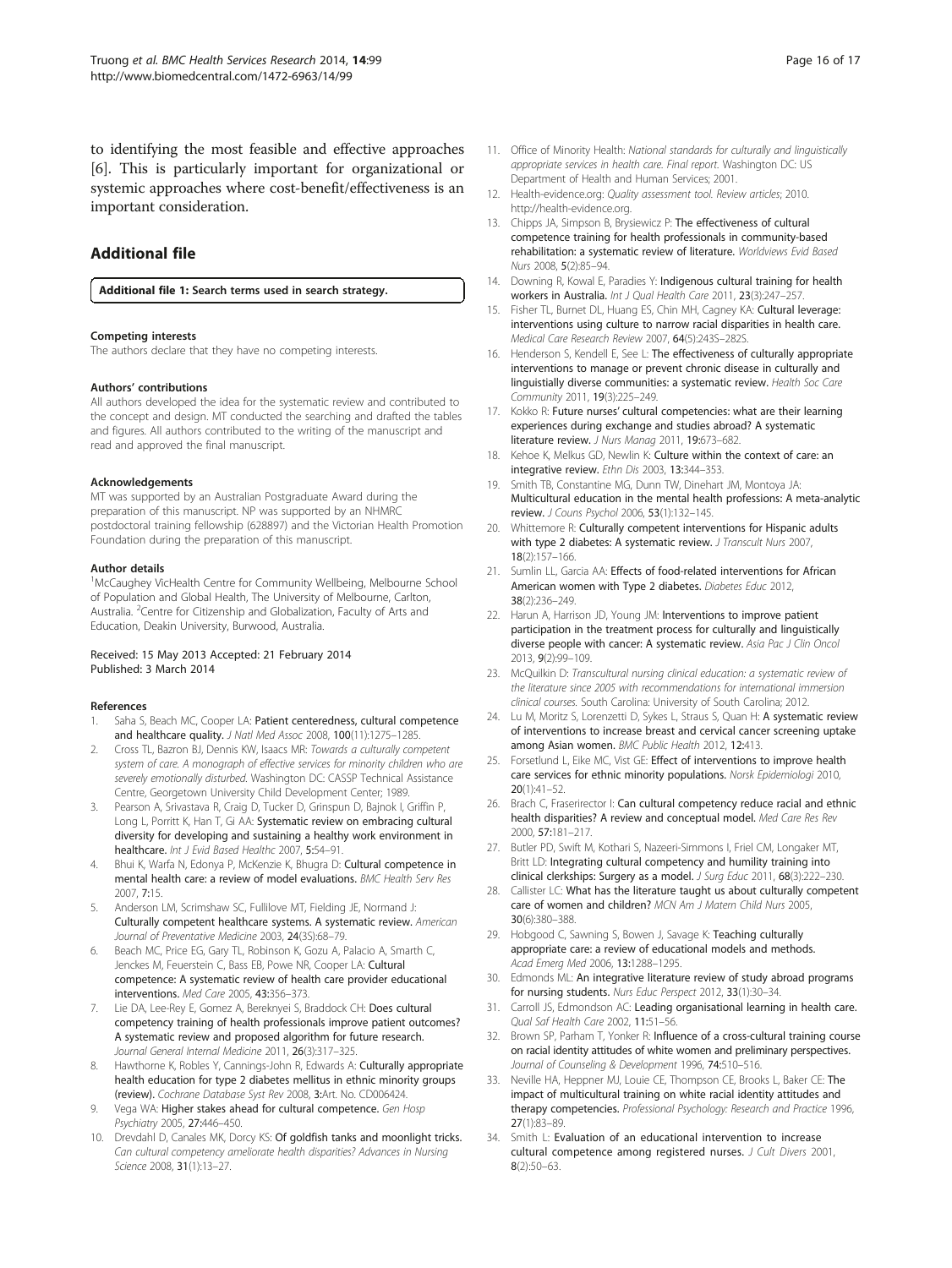to identifying the most feasible and effective approaches [6]. This is particularly important for organizational or systemic approaches where cost-benefit/effectiveness is an important consideration.

## Additional file

**Additional file 1: Search terms used in search strategy.**

#### Competing interests

The authors declare that they have no competing interests.

#### Authors' contributions

All authors developed the idea for the systematic review and contributed to the concept and design. MT conducted the searching and drafted the tables and figures. All authors contributed to the writing of the manuscript and read and approved the final manuscript.

#### Acknowledgements

MT was supported by an Australian Postgraduate Award during the preparation of this manuscript. NP was supported by an NHMRC postdoctoral training fellowship (628897) and the Victorian Health Promotion Foundation during the preparation of this manuscript.

#### Author details

[1]McCaughey VicHealth Centre for Community Wellbeing, Melbourne School of Population and Global Health, The University of Melbourne, Carlton, Australia. [2]Centre for Citizenship and Globalization, Faculty of Arts and Education, Deakin University, Burwood, Australia.

Received: 15 May 2013 Accepted: 21 February 2014
Published: 3 March 2014

#### References

1. Saha S, Beach MC, Cooper LA: **Patient centeredness, cultural competence and healthcare quality.** *J Natl Med Assoc* 2008, **100**(11):1275–1285.
2. Cross TL, Bazron BJ, Dennis KW, Isaacs MR: *Towards a culturally competent system of care. A monograph of effective services for minority children who are severely emotionally disturbed.* Washington DC: CASSP Technical Assistance Centre, Georgetown University Child Development Center; 1989.
3. Pearson A, Srivastava R, Craig D, Tucker D, Grinspun D, Bajnok I, Griffin P, Long L, Porritt K, Han T, Gi AA: **Systematic review on embracing cultural diversity for developing and sustaining a healthy work environment in healthcare.** *Int J Evid Based Healthc* 2007, **5:**54–91.
4. Bhui K, Warfa N, Edonya P, McKenzie K, Bhugra D: **Cultural competence in mental health care: a review of model evaluations.** *BMC Health Serv Res* 2007, **7:**15.
5. Anderson LM, Scrimshaw SC, Fullilove MT, Fielding JE, Normand J: **Culturally competent healthcare systems. A systematic review.** *American Journal of Preventative Medicine* 2003, **24**(3S):68–79.
6. Beach MC, Price EG, Gary TL, Robinson K, Gozu A, Palacio A, Smarth C, Jenckes M, Feuerstein C, Bass EB, Powe NR, Cooper LA: **Cultural competence: A systematic review of health care provider educational interventions.** *Med Care* 2005, **43:**356–373.
7. Lie DA, Lee-Rey E, Gomez A, Bereknyei S, Braddock CH: **Does cultural competency training of health professionals improve patient outcomes? A systematic review and proposed algorithm for future research.** *Journal General Internal Medicine* 2011, **26**(3):317–325.
8. Hawthorne K, Robles Y, Cannings-John R, Edwards A: **Culturally appropriate health education for type 2 diabetes mellitus in ethnic minority groups (review).** *Cochrane Database Syst Rev* 2008, **3:**Art. No. CD006424.
9. Vega WA: **Higher stakes ahead for cultural competence.** *Gen Hosp Psychiatry* 2005, **27:**446–450.
10. Drevdahl D, Canales MK, Dorcy KS: **Of goldfish tanks and moonlight tricks.** *Can cultural competency ameliorate health disparities? Advances in Nursing Science* 2008, **31**(1):13–27.
11. Office of Minority Health: *National standards for culturally and linguistically appropriate services in health care. Final report.* Washington DC: US Department of Health and Human Services; 2001.
12. Health-evidence.org: *Quality assessment tool. Review articles*; 2010. http://health-evidence.org.
13. Chipps JA, Simpson B, Brysiewicz P: **The effectiveness of cultural competence training for health professionals in community-based rehabilitation: a systematic review of literature.** *Worldviews Evid Based Nurs* 2008, **5**(2):85–94.
14. Downing R, Kowal E, Paradies Y: **Indigenous cultural training for health workers in Australia.** *Int J Qual Health Care* 2011, **23**(3):247–257.
15. Fisher TL, Burnet DL, Huang ES, Chin MH, Cagney KA: **Cultural leverage: interventions using culture to narrow racial disparities in health care.** *Medical Care Research Review* 2007, **64**(5):243S–282S.
16. Henderson S, Kendell E, See L: **The effectiveness of culturally appropriate interventions to manage or prevent chronic disease in culturally and linguistically diverse communities: a systematic review.** *Health Soc Care Community* 2011, **19**(3):225–249.
17. Kokko R: **Future nurses' cultural competencies: what are their learning experiences during exchange and studies abroad? A systematic literature review.** *J Nurs Manag* 2011, **19:**673–682.
18. Kehoe K, Melkus GD, Newlin K: **Culture within the context of care: an integrative review.** *Ethn Dis* 2003, **13:**344–353.
19. Smith TB, Constantine MG, Dunn TW, Dinehart JM, Montoya JA: **Multicultural education in the mental health professions: A meta-analytic review.** *J Couns Psychol* 2006, **53**(1):132–145.
20. Whittemore R: **Culturally competent interventions for Hispanic adults with type 2 diabetes: A systematic review.** *J Transcult Nurs* 2007, **18**(2):157–166.
21. Sumlin LL, Garcia AA: **Effects of food-related interventions for African American women with Type 2 diabetes.** *Diabetes Educ* 2012, **38**(2):236–249.
22. Harun A, Harrison JD, Young JM: **Interventions to improve patient participation in the treatment process for culturally and linguistically diverse people with cancer: A systematic review.** *Asia Pac J Clin Oncol* 2013, **9**(2):99–109.
23. McQuilkin D: *Transcultural nursing clinical education: a systematic review of the literature since 2005 with recommendations for international immersion clinical courses.* South Carolina: University of South Carolina; 2012.
24. Lu M, Moritz S, Lorenzetti D, Sykes L, Straus S, Quan H: **A systematic review of interventions to increase breast and cervical cancer screening uptake among Asian women.** *BMC Public Health* 2012, **12:**413.
25. Forsetlund L, Eike MC, Vist GE: **Effect of interventions to improve health care services for ethnic minority populations.** *Norsk Epidemiologi* 2010, **20**(1):41–52.
26. Brach C, Fraserirector I: **Can cultural competency reduce racial and ethnic health disparities? A review and conceptual model.** *Med Care Res Rev* 2000, **57:**181–217.
27. Butler PD, Swift M, Kothari S, Nazeeri-Simmons I, Friel CM, Longaker MT, Britt LD: **Integrating cultural competency and humility training into clinical clerkships: Surgery as a model.** *J Surg Educ* 2011, **68**(3):222–230.
28. Callister LC: **What has the literature taught us about culturally competent care of women and children?** *MCN Am J Matern Child Nurs* 2005, **30**(6):380–388.
29. Hobgood C, Sawning S, Bowen J, Savage K: **Teaching culturally appropriate care: a review of educational models and methods.** *Acad Emerg Med* 2006, **13:**1288–1295.
30. Edmonds ML: **An integrative literature review of study abroad programs for nursing students.** *Nurs Educ Perspect* 2012, **33**(1):30–34.
31. Carroll JS, Edmondson AC: **Leading organisational learning in health care.** *Qual Saf Health Care* 2002, **11:**51–56.
32. Brown SP, Parham T, Yonker R: **Influence of a cross-cultural training course on racial identity attitudes of white women and preliminary perspectives.** *Journal of Counseling & Development* 1996, **74:**510–516.
33. Neville HA, Heppner MJ, Louie CE, Thompson CE, Brooks L, Baker CE: **The impact of multicultural training on white racial identity attitudes and therapy competencies.** *Professional Psychology: Research and Practice* 1996, **27**(1):83–89.
34. Smith L: **Evaluation of an educational intervention to increase cultural competence among registered nurses.** *J Cult Divers* 2001, **8**(2):50–63.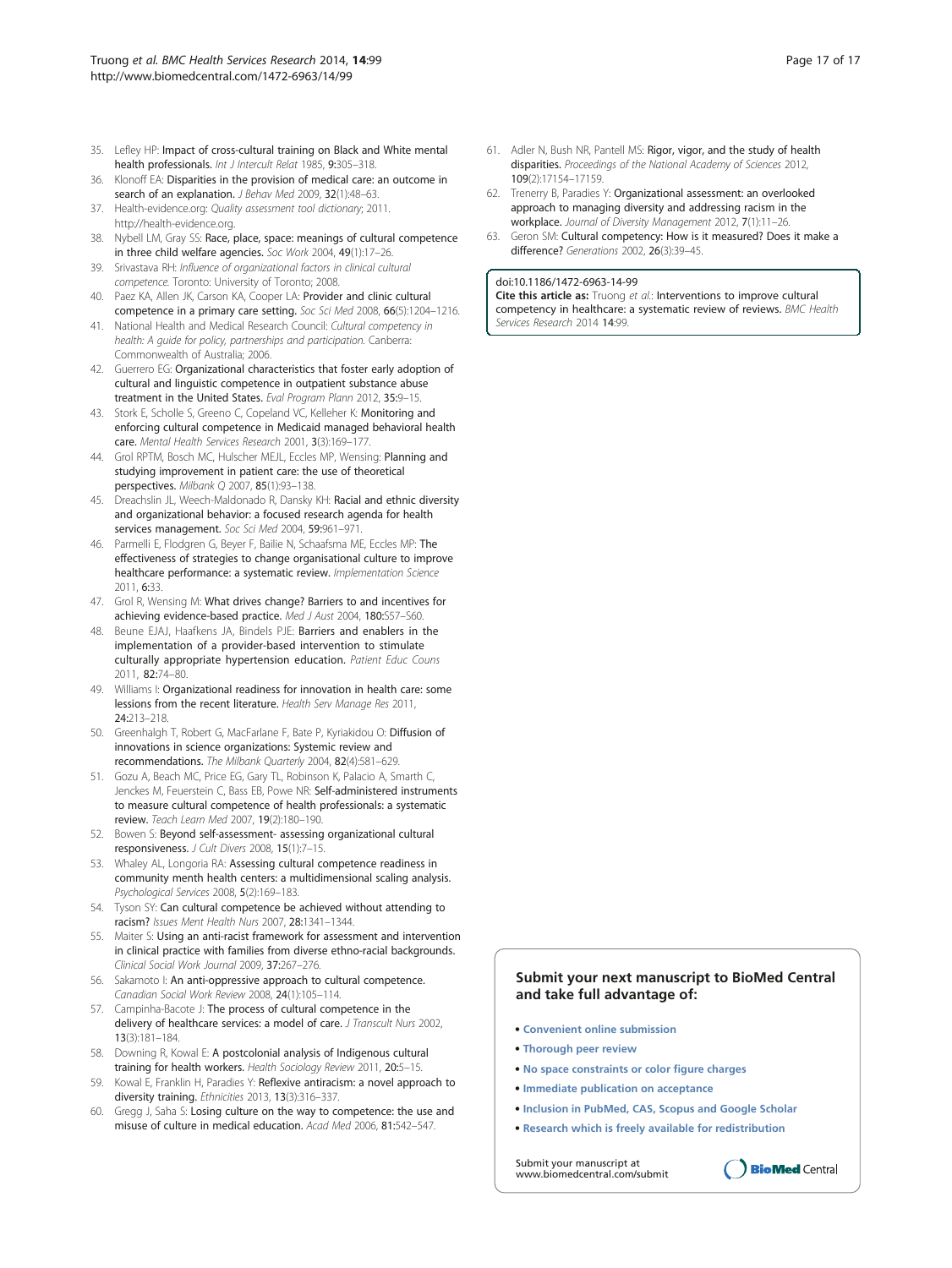35. Lefley HP: **Impact of cross-cultural training on Black and White mental health professionals.** *Int J Intercult Relat* 1985, **9**:305–318.
36. Klonoff EA: **Disparities in the provision of medical care: an outcome in search of an explanation.** *J Behav Med* 2009, **32**(1):48–63.
37. Health-evidence.org: *Quality assessment tool dictionary*; 2011. http://health-evidence.org.
38. Nybell LM, Gray SS: **Race, place, space: meanings of cultural competence in three child welfare agencies.** *Soc Work* 2004, **49**(1):17–26.
39. Srivastava RH: *Influence of organizational factors in clinical cultural competence.* Toronto: University of Toronto; 2008.
40. Paez KA, Allen JK, Carson KA, Cooper LA: **Provider and clinic cultural competence in a primary care setting.** *Soc Sci Med* 2008, **66**(5):1204–1216.
41. National Health and Medical Research Council: *Cultural competency in health: A guide for policy, partnerships and participation.* Canberra: Commonwealth of Australia; 2006.
42. Guerrero EG: **Organizational characteristics that foster early adoption of cultural and linguistic competence in outpatient substance abuse treatment in the United States.** *Eval Program Plann* 2012, **35**:9–15.
43. Stork E, Scholle S, Greeno C, Copeland VC, Kelleher K: **Monitoring and enforcing cultural competence in Medicaid managed behavioral health care.** *Mental Health Services Research* 2001, **3**(3):169–177.
44. Grol RPTM, Bosch MC, Hulscher MEJL, Eccles MP, Wensing: **Planning and studying improvement in patient care: the use of theoretical perspectives.** *Milbank Q* 2007, **85**(1):93–138.
45. Dreachslin JL, Weech-Maldonado R, Dansky KH: **Racial and ethnic diversity and organizational behavior: a focused research agenda for health services management.** *Soc Sci Med* 2004, **59**:961–971.
46. Parmelli E, Flodgren G, Beyer F, Bailie N, Schaafsma ME, Eccles MP: **The effectiveness of strategies to change organisational culture to improve healthcare performance: a systematic review.** *Implementation Science* 2011, **6**:33.
47. Grol R, Wensing M: **What drives change? Barriers to and incentives for achieving evidence-based practice.** *Med J Aust* 2004, **180**:S57–S60.
48. Beune EJAJ, Haafkens JA, Bindels PJE: **Barriers and enablers in the implementation of a provider-based intervention to stimulate culturally appropriate hypertension education.** *Patient Educ Couns* 2011, **82**:74–80.
49. Williams I: **Organizational readiness for innovation in health care: some lessions from the recent literature.** *Health Serv Manage Res* 2011, **24**:213–218.
50. Greenhalgh T, Robert G, MacFarlane F, Bate P, Kyriakidou O: **Diffusion of innovations in science organizations: Systemic review and recommendations.** *The Milbank Quarterly* 2004, **82**(4):581–629.
51. Gozu A, Beach MC, Price EG, Gary TL, Robinson K, Palacio A, Smarth C, Jenckes M, Feuerstein C, Bass EB, Powe NR: **Self-administered instruments to measure cultural competence of health professionals: a systematic review.** *Teach Learn Med* 2007, **19**(2):180–190.
52. Bowen S: **Beyond self-assessment- assessing organizational cultural responsiveness.** *J Cult Divers* 2008, **15**(1):7–15.
53. Whaley AL, Longoria RA: **Assessing cultural competence readiness in community menth health centers: a multidimensional scaling analysis.** *Psychological Services* 2008, **5**(2):169–183.
54. Tyson SY: **Can cultural competence be achieved without attending to racism?** *Issues Ment Health Nurs* 2007, **28**:1341–1344.
55. Maiter S: **Using an anti-racist framework for assessment and intervention in clinical practice with families from diverse ethno-racial backgrounds.** *Clinical Social Work Journal* 2009, **37**:267–276.
56. Sakamoto I: **An anti-oppressive approach to cultural competence.** *Canadian Social Work Review* 2008, **24**(1):105–114.
57. Campinha-Bacote J: **The process of cultural competence in the delivery of healthcare services: a model of care.** *J Transcult Nurs* 2002, **13**(3):181–184.
58. Downing R, Kowal E: **A postcolonial analysis of Indigenous cultural training for health workers.** *Health Sociology Review* 2011, **20**:5–15.
59. Kowal E, Franklin H, Paradies Y: **Reflexive antiracism: a novel approach to diversity training.** *Ethnicities* 2013, **13**(3):316–337.
60. Gregg J, Saha S: **Losing culture on the way to competence: the use and misuse of culture in medical education.** *Acad Med* 2006, **81**:542–547.
61. Adler N, Bush NR, Pantell MS: **Rigor, vigor, and the study of health disparities.** *Proceedings of the National Academy of Sciences* 2012, **109**(2):17154–17159.
62. Trenerry B, Paradies Y: **Organizational assessment: an overlooked approach to managing diversity and addressing racism in the workplace.** *Journal of Diversity Management* 2012, **7**(1):11–26.
63. Geron SM: **Cultural competency: How is it measured? Does it make a difference?** *Generations* 2002, **26**(3):39–45.

doi:10.1186/1472-6963-14-99
**Cite this article as:** Truong *et al.*: Interventions to improve cultural competency in healthcare: a systematic review of reviews. *BMC Health Services Research* 2014 **14**:99.